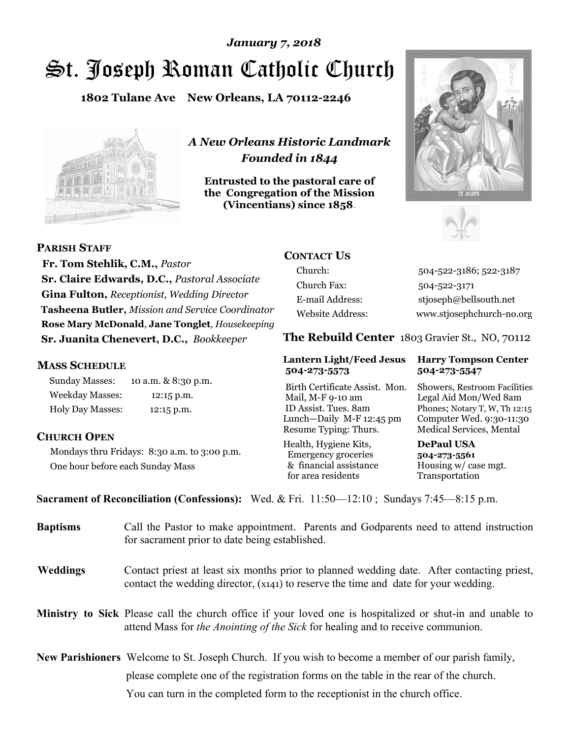*January 7, 2018*

# St. Joseph Roman Catholic Church

**1802 Tulane Ave New Orleans, LA 70112-2246**

*A New Orleans Historic Landmark*
*Founded in 1844*

**Entrusted to the pastoral care of the Congregation of the Mission (Vincentians) since 1858.**

## PARISH STAFF

**Fr. Tom Stehlik, C.M.,** *Pastor*
**Sr. Claire Edwards, D.C.,** *Pastoral Associate*
**Gina Fulton,** *Receptionist, Wedding Director*
**Tasheena Butler,** *Mission and Service Coordinator*
**Rose Mary McDonald**, **Jane Tonglet**, *Housekeeping*
**Sr. Juanita Chenevert, D.C.,** *Bookkeeper*

## MASS SCHEDULE

| | |
|---|---|
| Sunday Masses: | 10 a.m. & 8:30 p.m. |
| Weekday Masses: | 12:15 p.m. |
| Holy Day Masses: | 12:15 p.m. |

## CHURCH OPEN

Mondays thru Fridays: 8:30 a.m. to 3:00 p.m.
One hour before each Sunday Mass

## CONTACT US

| | |
|---|---|
| Church: | 504-522-3186; 522-3187 |
| Church Fax: | 504-522-3171 |
| E-mail Address: | stjoseph@bellsouth.net |
| Website Address: | www.stjosephchurch-no.org |

## The Rebuild Center 1803 Gravier St., NO, 70112

| Lantern Light/Feed Jesus 504-273-5573 | Harry Tompson Center 504-273-5547 |
|---|---|
| Birth Certificate Assist. Mon. Mail, M-F 9-10 am ID Assist. Tues. 8am Lunch—Daily M-F 12:45 pm Resume Typing: Thurs. | Showers, Restroom Facilities Legal Aid Mon/Wed 8am Phones; Notary T, W, Th 12:15 Computer Wed. 9:30-11:30 Medical Services, Mental |
| Health, Hygiene Kits, Emergency groceries & financial assistance for area residents | **DePaul USA 504-273-5561** Housing w/ case mgt. Transportation |

**Sacrament of Reconciliation (Confessions):** Wed. & Fri. 11:50—12:10 ; Sundays 7:45—8:15 p.m.

**Baptisms** Call the Pastor to make appointment. Parents and Godparents need to attend instruction for sacrament prior to date being established.

**Weddings** Contact priest at least six months prior to planned wedding date. After contacting priest, contact the wedding director, (x141) to reserve the time and date for your wedding.

**Ministry to Sick** Please call the church office if your loved one is hospitalized or shut-in and unable to attend Mass for *the Anointing of the Sick* for healing and to receive communion.

**New Parishioners** Welcome to St. Joseph Church. If you wish to become a member of our parish family, please complete one of the registration forms on the table in the rear of the church. You can turn in the completed form to the receptionist in the church office.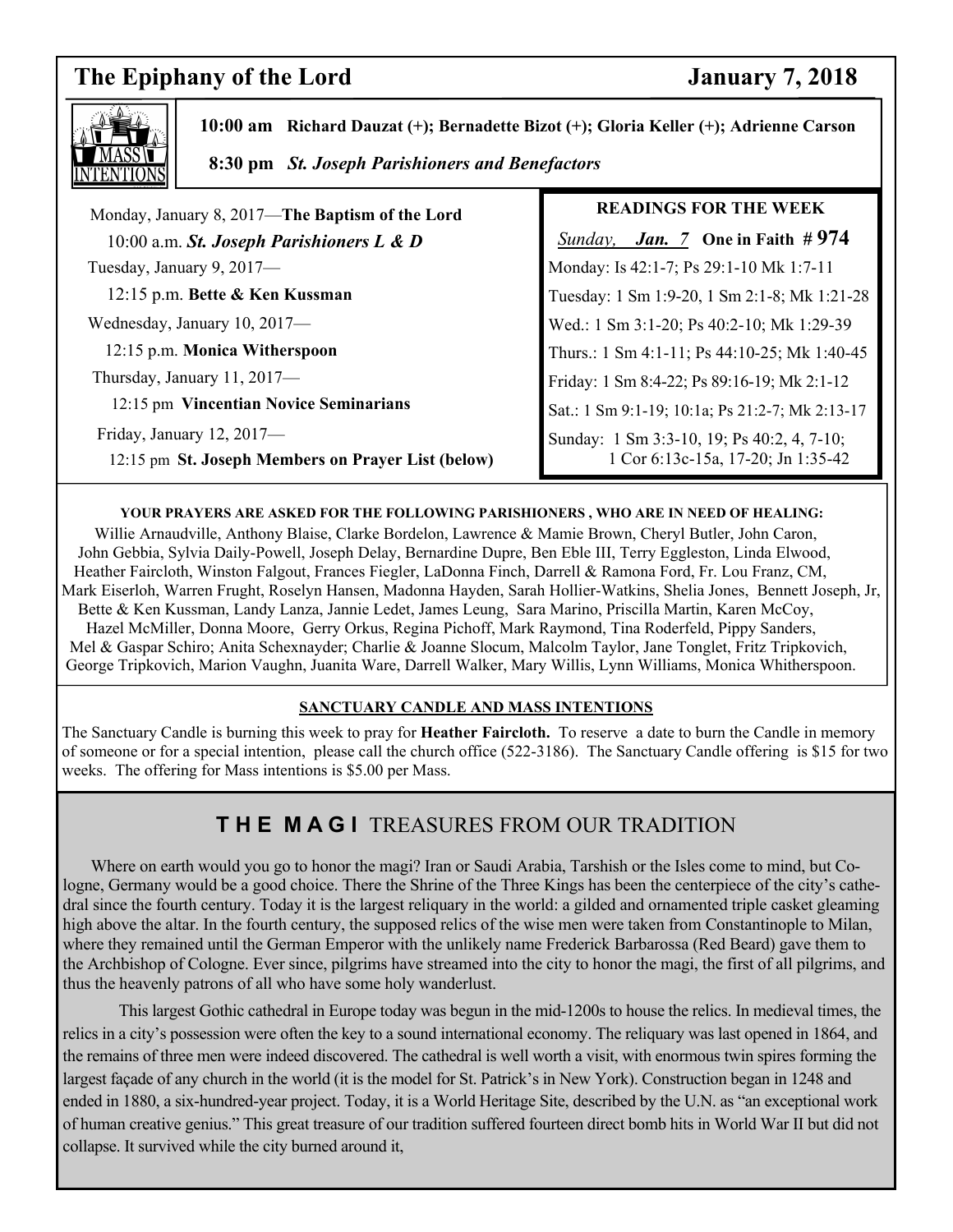## The Epiphany of the Lord — January 7, 2018

**MASS INTENTIONS**

**10:00 am** **Richard Dauzat (+); Bernadette Bizot (+); Gloria Keller (+); Adrienne Carson**

**8:30 pm** ***St. Joseph Parishioners and Benefactors***

Monday, January 8, 2017—**The Baptism of the Lord**
10:00 a.m. ***St. Joseph Parishioners L & D***

Tuesday, January 9, 2017—
12:15 p.m. **Bette & Ken Kussman**

Wednesday, January 10, 2017—
12:15 p.m. **Monica Witherspoon**

Thursday, January 11, 2017—
12:15 pm **Vincentian Novice Seminarians**

Friday, January 12, 2017—
12:15 pm **St. Joseph Members on Prayer List (below)**

**READINGS FOR THE WEEK**

*Sunday,* ***Jan. 7*** **One in Faith # 974**

Monday: Is 42:1-7; Ps 29:1-10 Mk 1:7-11

Tuesday: 1 Sm 1:9-20, 1 Sm 2:1-8; Mk 1:21-28

Wed.: 1 Sm 3:1-20; Ps 40:2-10; Mk 1:29-39

Thurs.: 1 Sm 4:1-11; Ps 44:10-25; Mk 1:40-45

Friday: 1 Sm 8:4-22; Ps 89:16-19; Mk 2:1-12

Sat.: 1 Sm 9:1-19; 10:1a; Ps 21:2-7; Mk 2:13-17

Sunday: 1 Sm 3:3-10, 19; Ps 40:2, 4, 7-10; 1 Cor 6:13c-15a, 17-20; Jn 1:35-42

**YOUR PRAYERS ARE ASKED FOR THE FOLLOWING PARISHIONERS , WHO ARE IN NEED OF HEALING:**

Willie Arnaudville, Anthony Blaise, Clarke Bordelon, Lawrence & Mamie Brown, Cheryl Butler, John Caron, John Gebbia, Sylvia Daily-Powell, Joseph Delay, Bernardine Dupre, Ben Eble III, Terry Eggleston, Linda Elwood, Heather Faircloth, Winston Falgout, Frances Fiegler, LaDonna Finch, Darrell & Ramona Ford, Fr. Lou Franz, CM, Mark Eiserloh, Warren Frught, Roselyn Hansen, Madonna Hayden, Sarah Hollier-Watkins, Shelia Jones, Bennett Joseph, Jr, Bette & Ken Kussman, Landy Lanza, Jannie Ledet, James Leung, Sara Marino, Priscilla Martin, Karen McCoy, Hazel McMiller, Donna Moore, Gerry Orkus, Regina Pichoff, Mark Raymond, Tina Roderfeld, Pippy Sanders, Mel & Gaspar Schiro; Anita Schexnayder; Charlie & Joanne Slocum, Malcolm Taylor, Jane Tonglet, Fritz Tripkovich, George Tripkovich, Marion Vaughn, Juanita Ware, Darrell Walker, Mary Willis, Lynn Williams, Monica Whitherspoon.

**SANCTUARY CANDLE AND MASS INTENTIONS**

The Sanctuary Candle is burning this week to pray for **Heather Faircloth.** To reserve a date to burn the Candle in memory of someone or for a special intention, please call the church office (522-3186). The Sanctuary Candle offering is $15 for two weeks. The offering for Mass intentions is $5.00 per Mass.

## THE MAGI TREASURES FROM OUR TRADITION

Where on earth would you go to honor the magi? Iran or Saudi Arabia, Tarshish or the Isles come to mind, but Cologne, Germany would be a good choice. There the Shrine of the Three Kings has been the centerpiece of the city's cathedral since the fourth century. Today it is the largest reliquary in the world: a gilded and ornamented triple casket gleaming high above the altar. In the fourth century, the supposed relics of the wise men were taken from Constantinople to Milan, where they remained until the German Emperor with the unlikely name Frederick Barbarossa (Red Beard) gave them to the Archbishop of Cologne. Ever since, pilgrims have streamed into the city to honor the magi, the first of all pilgrims, and thus the heavenly patrons of all who have some holy wanderlust.

This largest Gothic cathedral in Europe today was begun in the mid-1200s to house the relics. In medieval times, the relics in a city's possession were often the key to a sound international economy. The reliquary was last opened in 1864, and the remains of three men were indeed discovered. The cathedral is well worth a visit, with enormous twin spires forming the largest façade of any church in the world (it is the model for St. Patrick's in New York). Construction began in 1248 and ended in 1880, a six-hundred-year project. Today, it is a World Heritage Site, described by the U.N. as "an exceptional work of human creative genius." This great treasure of our tradition suffered fourteen direct bomb hits in World War II but did not collapse. It survived while the city burned around it,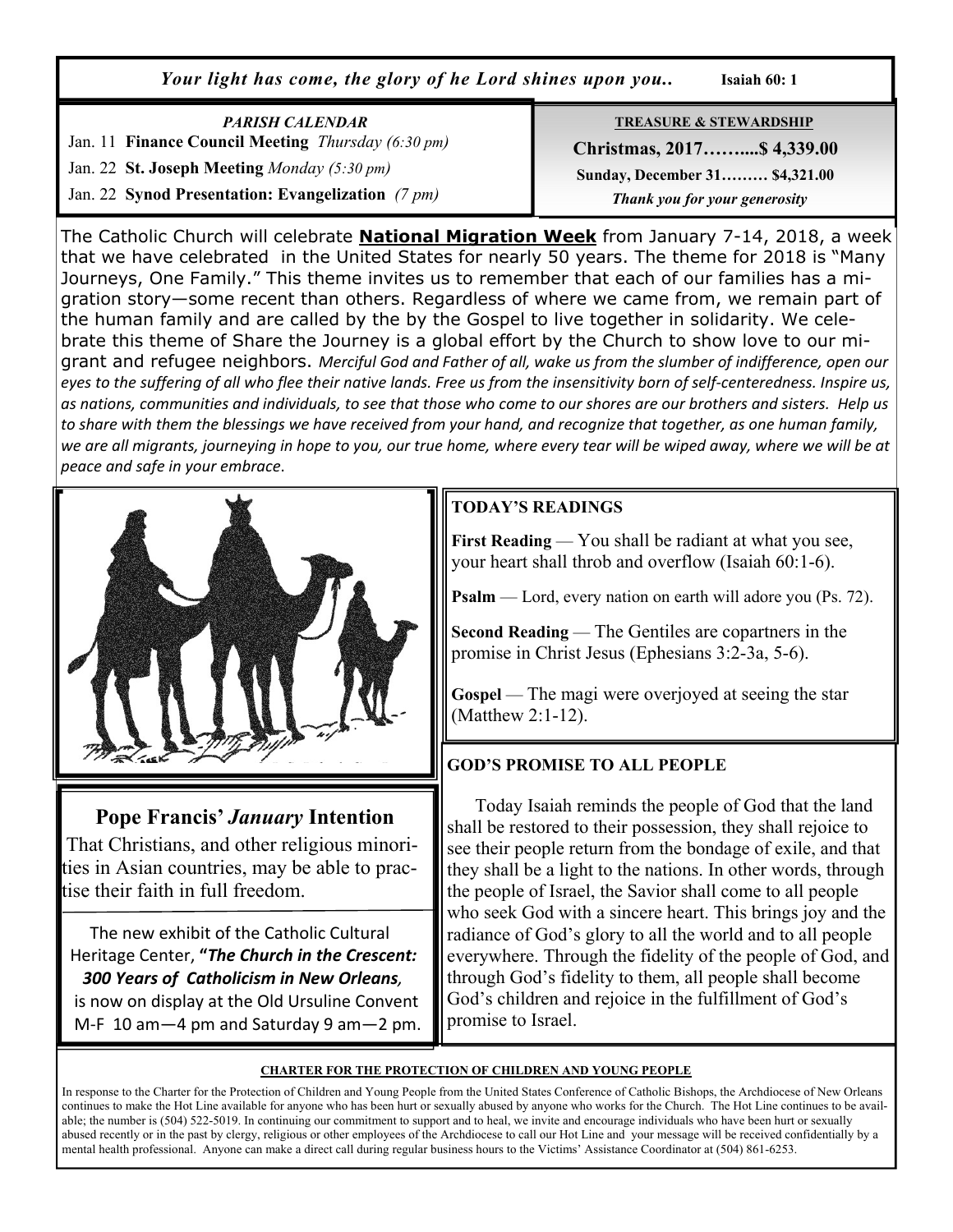*Your light has come, the glory of he Lord shines upon you..* **Isaiah 60: 1**

*PARISH CALENDAR*

Jan. 11 **Finance Council Meeting** *Thursday (6:30 pm)*

Jan. 22 **St. Joseph Meeting** *Monday (5:30 pm)*

Jan. 22 **Synod Presentation: Evangelization** *(7 pm)*

**TREASURE & STEWARDSHIP**

**Christmas, 2017……...$ 4,339.00**

**Sunday, December 31……… $4,321.00**

***Thank you for your generosity***

The Catholic Church will celebrate **National Migration Week** from January 7-14, 2018, a week that we have celebrated in the United States for nearly 50 years. The theme for 2018 is "Many Journeys, One Family." This theme invites us to remember that each of our families has a migration story—some recent than others. Regardless of where we came from, we remain part of the human family and are called by the by the Gospel to live together in solidarity. We celebrate this theme of Share the Journey is a global effort by the Church to show love to our migrant and refugee neighbors. *Merciful God and Father of all, wake us from the slumber of indifference, open our eyes to the suffering of all who flee their native lands. Free us from the insensitivity born of self-centeredness. Inspire us, as nations, communities and individuals, to see that those who come to our shores are our brothers and sisters. Help us to share with them the blessings we have received from your hand, and recognize that together, as one human family, we are all migrants, journeying in hope to you, our true home, where every tear will be wiped away, where we will be at peace and safe in your embrace.*

## TODAY'S READINGS

**First Reading** — You shall be radiant at what you see, your heart shall throb and overflow (Isaiah 60:1-6).

**Psalm** — Lord, every nation on earth will adore you (Ps. 72).

**Second Reading** — The Gentiles are copartners in the promise in Christ Jesus (Ephesians 3:2-3a, 5-6).

**Gospel** — The magi were overjoyed at seeing the star (Matthew 2:1-12).

## Pope Francis' *January* Intention

That Christians, and other religious minorities in Asian countries, may be able to practise their faith in full freedom.

The new exhibit of the Catholic Cultural Heritage Center, **"*The Church in the Crescent: 300 Years of Catholicism in New Orleans,*** is now on display at the Old Ursuline Convent M-F 10 am—4 pm and Saturday 9 am—2 pm.

## GOD'S PROMISE TO ALL PEOPLE

Today Isaiah reminds the people of God that the land shall be restored to their possession, they shall rejoice to see their people return from the bondage of exile, and that they shall be a light to the nations. In other words, through the people of Israel, the Savior shall come to all people who seek God with a sincere heart. This brings joy and the radiance of God's glory to all the world and to all people everywhere. Through the fidelity of the people of God, and through God's fidelity to them, all people shall become God's children and rejoice in the fulfillment of God's promise to Israel.

## CHARTER FOR THE PROTECTION OF CHILDREN AND YOUNG PEOPLE

In response to the Charter for the Protection of Children and Young People from the United States Conference of Catholic Bishops, the Archdiocese of New Orleans continues to make the Hot Line available for anyone who has been hurt or sexually abused by anyone who works for the Church. The Hot Line continues to be available; the number is (504) 522-5019. In continuing our commitment to support and to heal, we invite and encourage individuals who have been hurt or sexually abused recently or in the past by clergy, religious or other employees of the Archdiocese to call our Hot Line and your message will be received confidentially by a mental health professional. Anyone can make a direct call during regular business hours to the Victims' Assistance Coordinator at (504) 861-6253.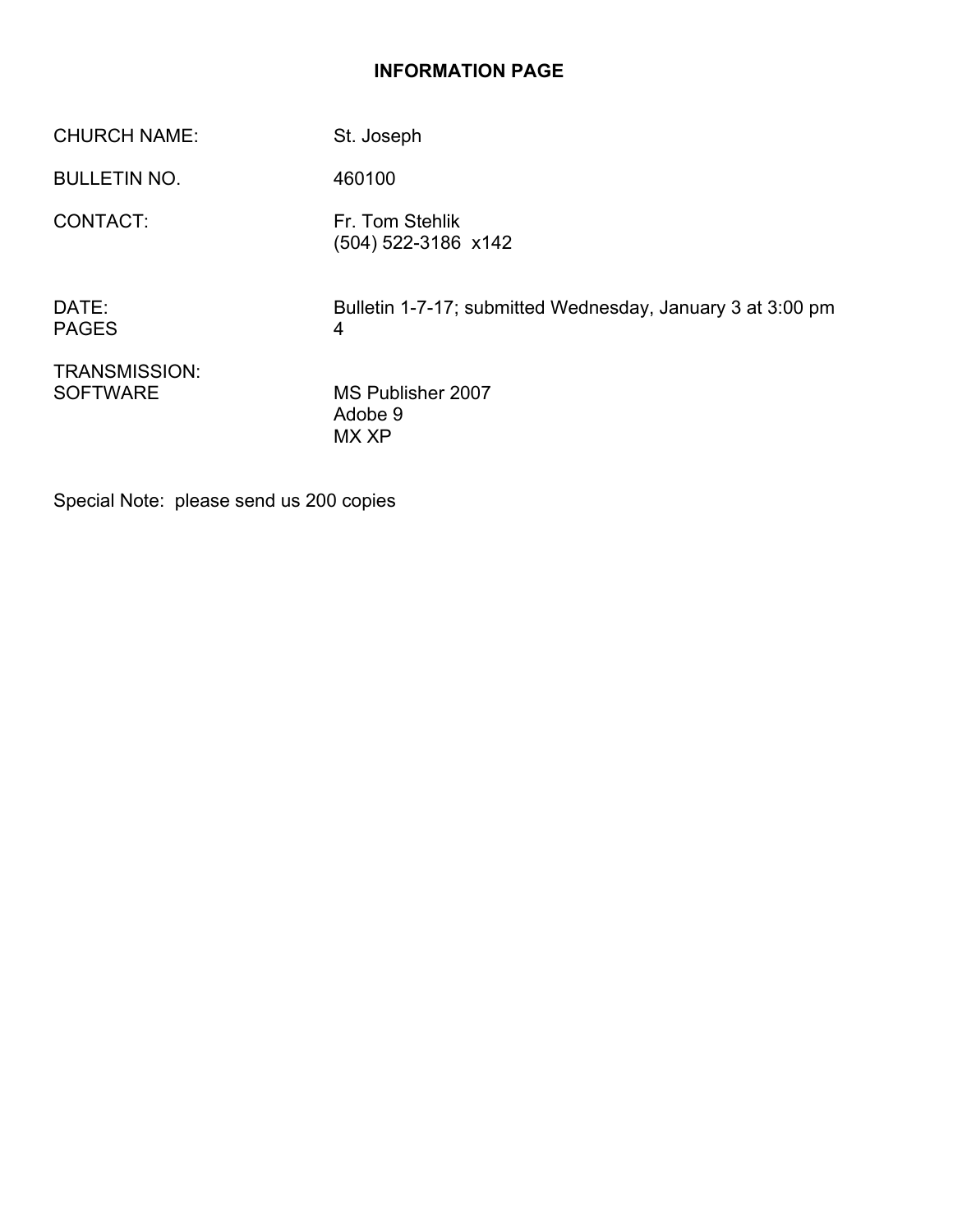# INFORMATION PAGE

| | |
|---|---|
| CHURCH NAME: | St. Joseph |
| BULLETIN NO. | 460100 |
| CONTACT: | Fr. Tom Stehlik<br>(504) 522-3186 x142 |
| DATE:<br>PAGES | Bulletin 1-7-17; submitted Wednesday, January 3 at 3:00 pm<br>4 |
| TRANSMISSION:<br>SOFTWARE | MS Publisher 2007<br>Adobe 9<br>MX XP |

Special Note: please send us 200 copies